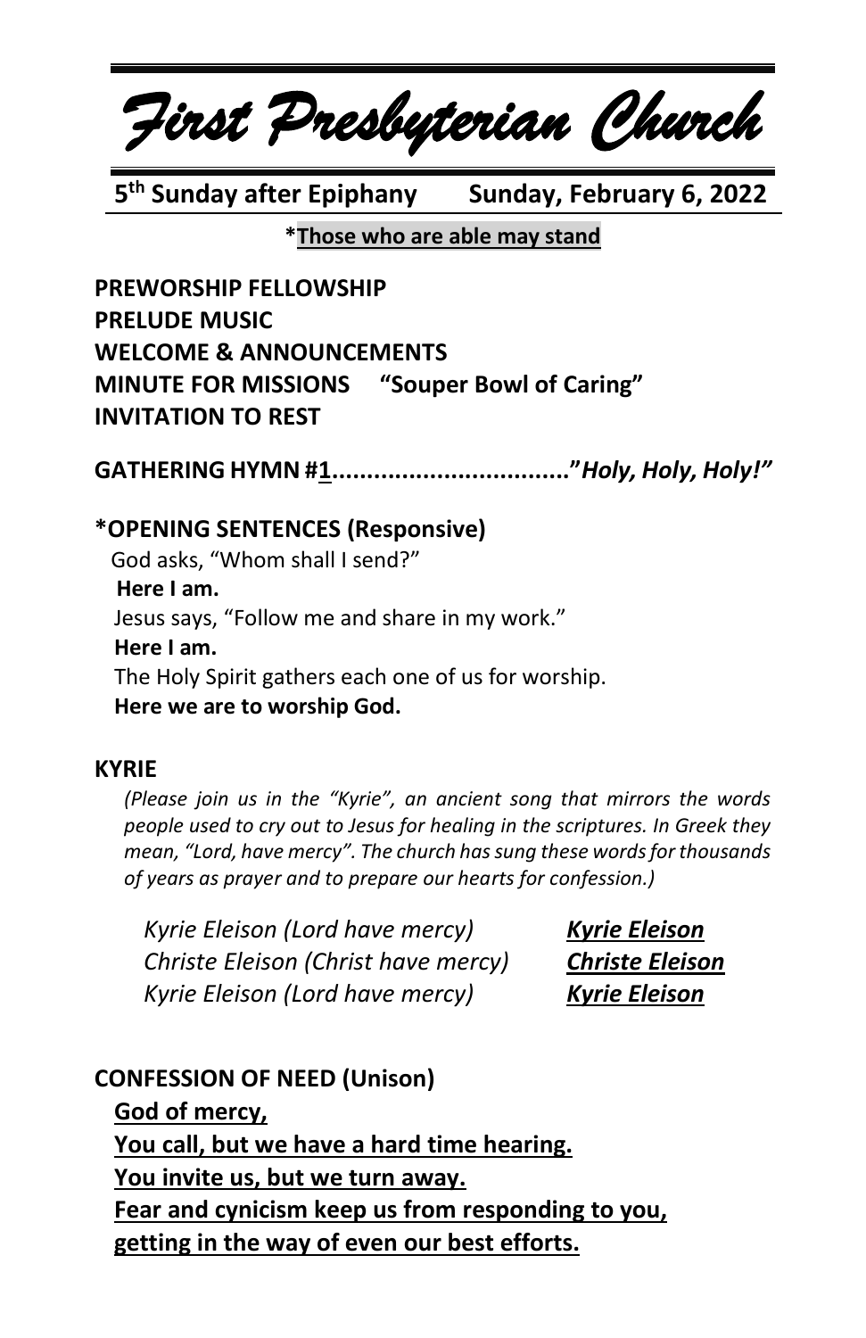# *First Presbyterian Church*

**5th Sunday after Epiphany    Sunday, February 6, 2022**

***Those who are able may stand**

**PREWORSHIP FELLOWSHIP**
**PRELUDE MUSIC**
**WELCOME & ANNOUNCEMENTS**
**MINUTE FOR MISSIONS  "Souper Bowl of Caring"**
**INVITATION TO REST**

**GATHERING HYMN #1.................................."*Holy, Holy, Holy!"***

**\*OPENING SENTENCES (Responsive)**

God asks, "Whom shall I send?"
**Here I am.**
Jesus says, "Follow me and share in my work."
**Here I am.**
The Holy Spirit gathers each one of us for worship.
**Here we are to worship God.**

**KYRIE**

*(Please join us in the "Kyrie", an ancient song that mirrors the words people used to cry out to Jesus for healing in the scriptures. In Greek they mean, "Lord, have mercy". The church has sung these words for thousands of years as prayer and to prepare our hearts for confession.)*

*Kyrie Eleison (Lord have mercy)*  ***Kyrie Eleison***
*Christe Eleison (Christ have mercy)*  ***Christe Eleison***
*Kyrie Eleison (Lord have mercy)*  ***Kyrie Eleison***

**CONFESSION OF NEED (Unison)**

**God of mercy,**
**You call, but we have a hard time hearing.**
**You invite us, but we turn away.**
**Fear and cynicism keep us from responding to you,**
**getting in the way of even our best efforts.**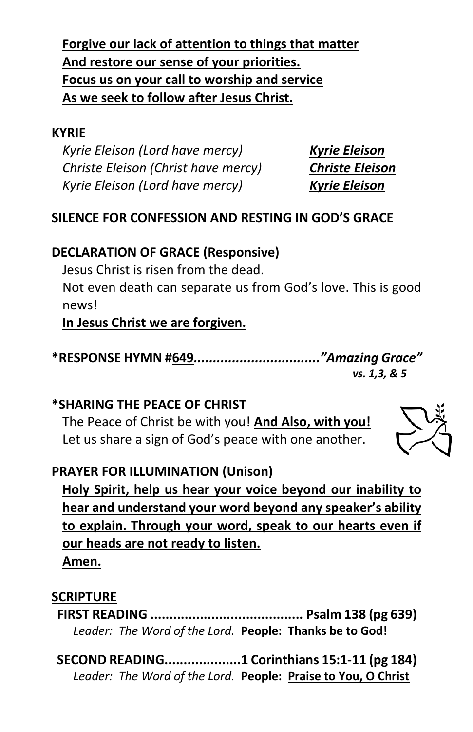**Forgive our lack of attention to things that matter**
**And restore our sense of your priorities.**
**Focus us on your call to worship and service**
**As we seek to follow after Jesus Christ.**

**KYRIE**

*Kyrie Eleison (Lord have mercy)* ***Kyrie Eleison***
*Christe Eleison (Christ have mercy)* ***Christe Eleison***
*Kyrie Eleison (Lord have mercy)* ***Kyrie Eleison***

**SILENCE FOR CONFESSION AND RESTING IN GOD'S GRACE**

**DECLARATION OF GRACE (Responsive)**

Jesus Christ is risen from the dead.
Not even death can separate us from God's love. This is good news!
**In Jesus Christ we are forgiven.**

**\*RESPONSE HYMN #649.................................."Amazing Grace"**
*vs. 1,3, & 5*

**\*SHARING THE PEACE OF CHRIST**

The Peace of Christ be with you! **And Also, with you!**
Let us share a sign of God's peace with one another.

**PRAYER FOR ILLUMINATION (Unison)**

**Holy Spirit, help us hear your voice beyond our inability to hear and understand your word beyond any speaker's ability to explain. Through your word, speak to our hearts even if our heads are not ready to listen.**
**Amen.**

**SCRIPTURE**

**FIRST READING ........................................ Psalm 138 (pg 639)**
*Leader: The Word of the Lord.* **People: Thanks be to God!**

**SECOND READING....................1 Corinthians 15:1-11 (pg 184)**
*Leader: The Word of the Lord.* **People: Praise to You, O Christ**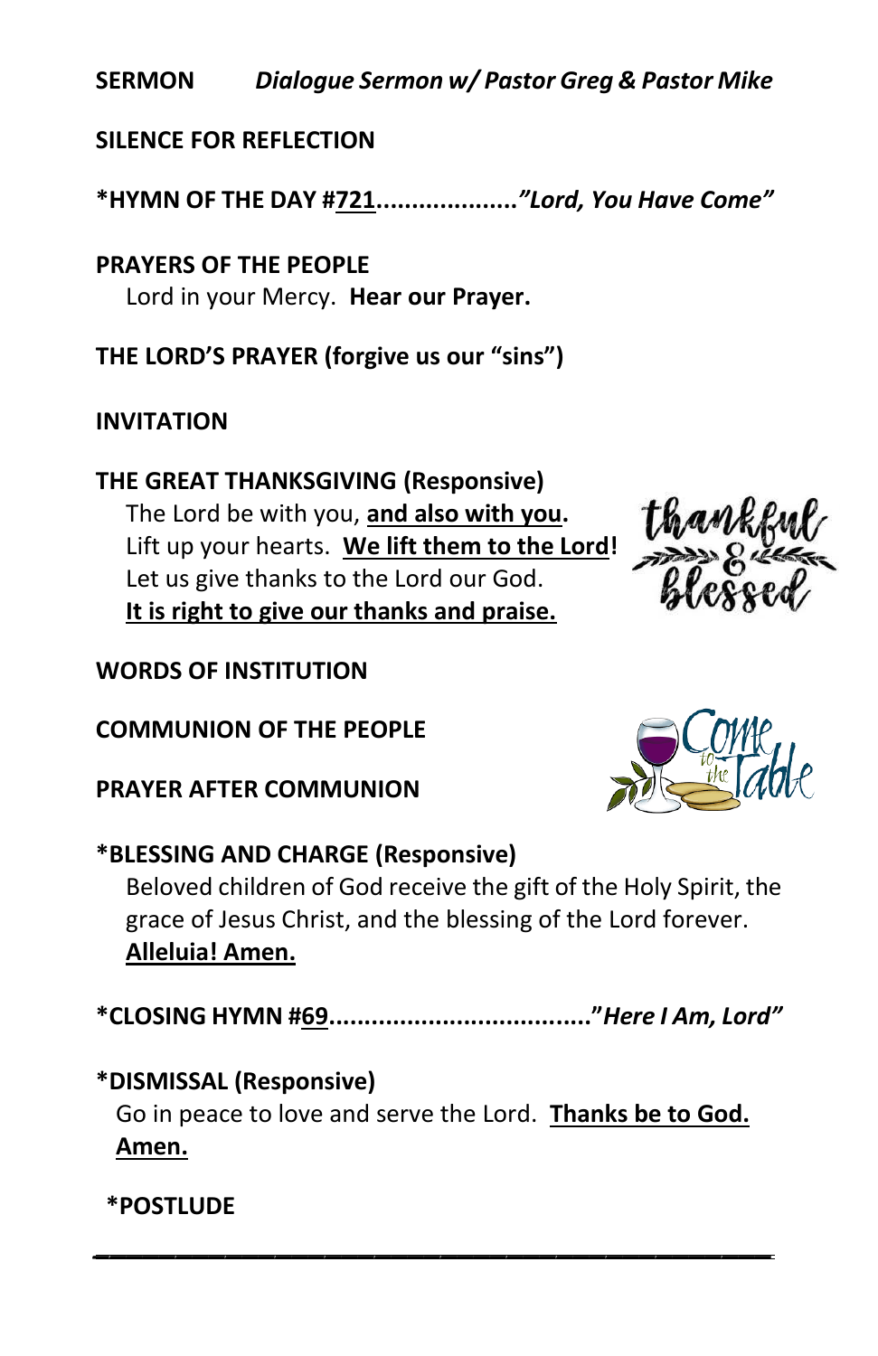**SERMON** *Dialogue Sermon w/ Pastor Greg & Pastor Mike*

**SILENCE FOR REFLECTION**

**\*HYMN OF THE DAY #721....................*"Lord, You Have Come"***

**PRAYERS OF THE PEOPLE**

Lord in your Mercy. **Hear our Prayer.**

**THE LORD'S PRAYER (forgive us our "sins")**

**INVITATION**

**THE GREAT THANKSGIVING (Responsive)**

The Lord be with you, **and also with you**.
Lift up your hearts. **We lift them to the Lord!**
Let us give thanks to the Lord our God.
**It is right to give our thanks and praise.**

**WORDS OF INSTITUTION**

**COMMUNION OF THE PEOPLE**

**PRAYER AFTER COMMUNION**

**\*BLESSING AND CHARGE (Responsive)**

Beloved children of God receive the gift of the Holy Spirit, the grace of Jesus Christ, and the blessing of the Lord forever.
**Alleluia! Amen.**

**\*CLOSING HYMN #69....................................*"Here I Am, Lord"***

**\*DISMISSAL (Responsive)**

Go in peace to love and serve the Lord. **Thanks be to God. Amen.**

**\*POSTLUDE**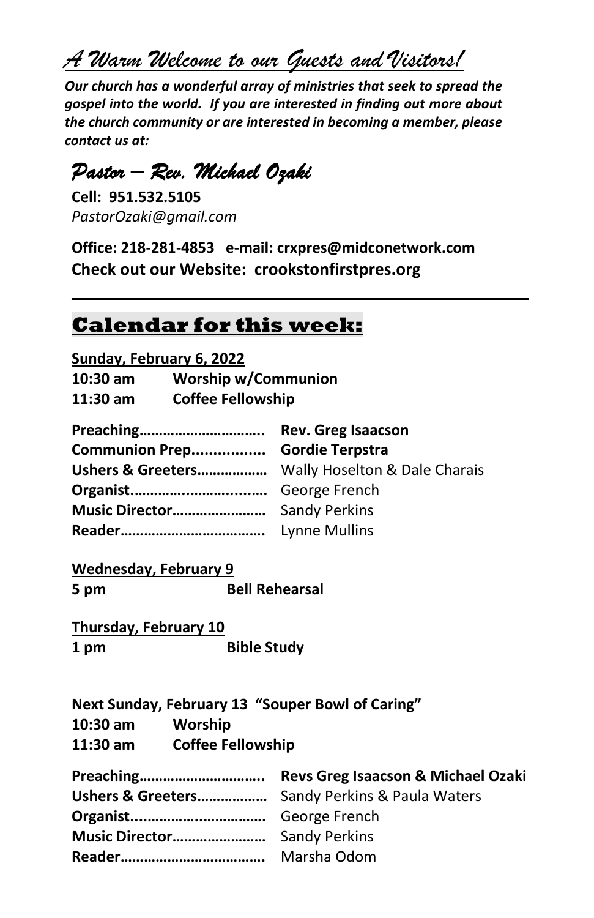# *A Warm Welcome to our Guests and Visitors!*

***Our church has a wonderful array of ministries that seek to spread the gospel into the world. If you are interested in finding out more about the church community or are interested in becoming a member, please contact us at:***

## *Pastor – Rev. Michael Ozaki*

**Cell: 951.532.5105**
*PastorOzaki@gmail.com*

**Office: 218-281-4853 e-mail: crxpres@midconetwork.com**
**Check out our Website: crookstonfirstpres.org**

---

## Calendar for this week:

**Sunday, February 6, 2022**

**10:30 am** **Worship w/Communion**
**11:30 am** **Coffee Fellowship**

**Preaching…………………………..** **Rev. Greg Isaacson**
**Communion Prep................** **Gordie Terpstra**
**Ushers & Greeters……………..** Wally Hoselton & Dale Charais
**Organist……………….……...….** George French
**Music Director…………………..** Sandy Perkins
**Reader……………………………..** Lynne Mullins

**Wednesday, February 9**

**5 pm** **Bell Rehearsal**

**Thursday, February 10**

**1 pm** **Bible Study**

**Next Sunday, February 13 "Souper Bowl of Caring"**

**10:30 am** **Worship**
**11:30 am** **Coffee Fellowship**

**Preaching…………………………..** **Revs Greg Isaacson & Michael Ozaki**
**Ushers & Greeters……………..** Sandy Perkins & Paula Waters
**Organist................……………….** George French
**Music Director…………………..** Sandy Perkins
**Reader……………………………..** Marsha Odom